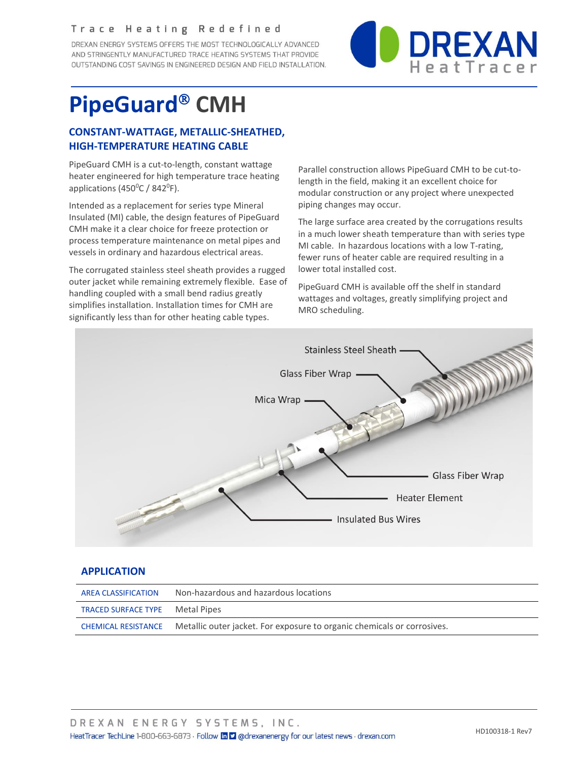Trace Heating Redefined

DREXAN ENERGY SYSTEMS OFFERS THE MOST TECHNOLOGICALLY ADVANCED AND STRINGENTLY MANUFACTURED TRACE HEATING SYSTEMS THAT PROVIDE OUTSTANDING COST SAVINGS IN ENGINEERED DESIGN AND FIELD INSTALLATION.

# PipeGuard® CMH

## CONSTANT-WATTAGE, METALLIC-SHEATHED, HIGH-TEMPERATURE HEATING CABLE

PipeGuard CMH is a cut-to-length, constant wattage heater engineered for high temperature trace heating applications (450$^0$C / 842$^0$F).

Intended as a replacement for series type Mineral Insulated (MI) cable, the design features of PipeGuard CMH make it a clear choice for freeze protection or process temperature maintenance on metal pipes and vessels in ordinary and hazardous electrical areas.

The corrugated stainless steel sheath provides a rugged outer jacket while remaining extremely flexible. Ease of handling coupled with a small bend radius greatly simplifies installation. Installation times for CMH are significantly less than for other heating cable types.

Parallel construction allows PipeGuard CMH to be cut-to-length in the field, making it an excellent choice for modular construction or any project where unexpected piping changes may occur.

The large surface area created by the corrugations results in a much lower sheath temperature than with series type MI cable. In hazardous locations with a low T-rating, fewer runs of heater cable are required resulting in a lower total installed cost.

PipeGuard CMH is available off the shelf in standard wattages and voltages, greatly simplifying project and MRO scheduling.

Stainless Steel Sheath
Glass Fiber Wrap
Mica Wrap
Glass Fiber Wrap
Heater Element
Insulated Bus Wires

## APPLICATION

| | |
|---|---|
| AREA CLASSIFICATION | Non-hazardous and hazardous locations |
| TRACED SURFACE TYPE | Metal Pipes |
| CHEMICAL RESISTANCE | Metallic outer jacket. For exposure to organic chemicals or corrosives. |

DREXAN ENERGY SYSTEMS, INC.
HeatTracer TechLine 1-800-663-6873 · Follow @drexanenergy for our latest news · drexan.com

HD100318-1 Rev7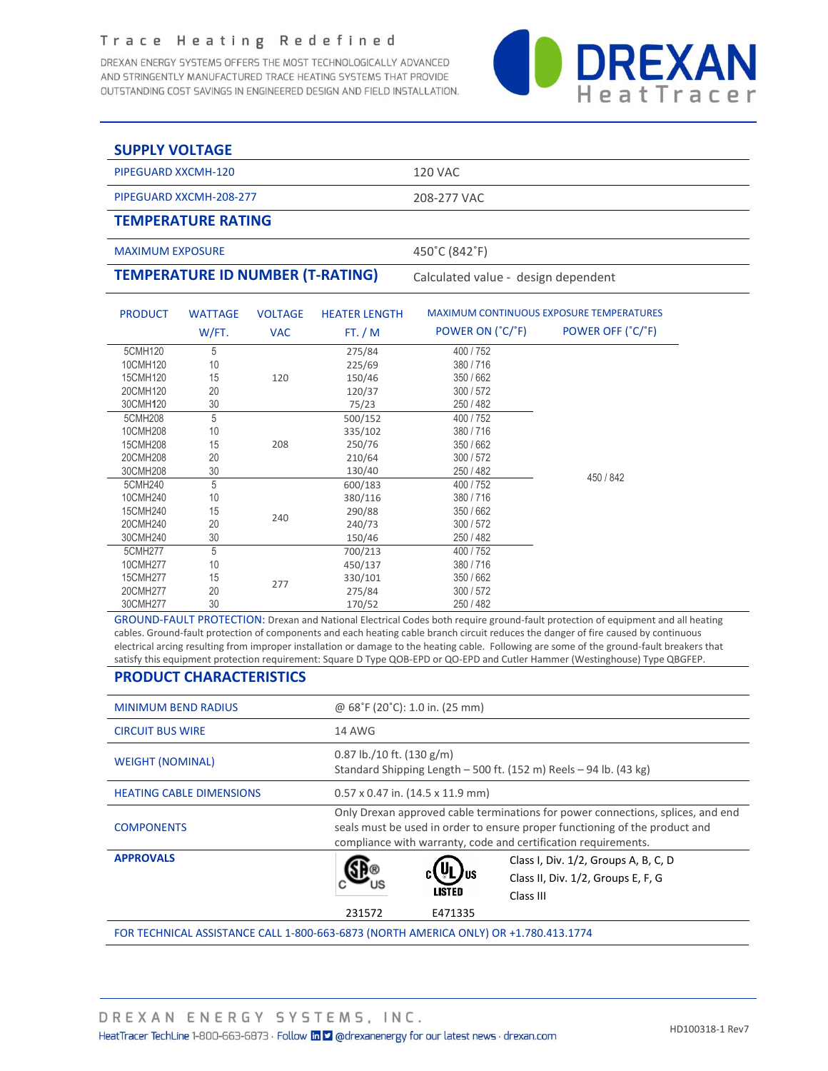Trace Heating Redefined

DREXAN ENERGY SYSTEMS OFFERS THE MOST TECHNOLOGICALLY ADVANCED AND STRINGENTLY MANUFACTURED TRACE HEATING SYSTEMS THAT PROVIDE OUTSTANDING COST SAVINGS IN ENGINEERED DESIGN AND FIELD INSTALLATION.

DREXAN HeatTracer

## SUPPLY VOLTAGE

| | |
|---|---|
| PIPEGUARD XXCMH-120 | 120 VAC |
| PIPEGUARD XXCMH-208-277 | 208-277 VAC |

## TEMPERATURE RATING

| | |
|---|---|
| MAXIMUM EXPOSURE | 450˚C (842˚F) |

## TEMPERATURE ID NUMBER (T-RATING)

Calculated value - design dependent

| PRODUCT | WATTAGE W/FT. | VOLTAGE VAC | HEATER LENGTH FT. / M | MAXIMUM CONTINUOUS EXPOSURE TEMPERATURES POWER ON (˚C/˚F) | POWER OFF (˚C/˚F) |
|---|---|---|---|---|---|
| 5CMH120 | 5 | 120 | 275/84 | 400 / 752 | 450 / 842 |
| 10CMH120 | 10 | 120 | 225/69 | 380 / 716 | 450 / 842 |
| 15CMH120 | 15 | 120 | 150/46 | 350 / 662 | 450 / 842 |
| 20CMH120 | 20 | 120 | 120/37 | 300 / 572 | 450 / 842 |
| 30CMH120 | 30 | 120 | 75/23 | 250 / 482 | 450 / 842 |
| 5CMH208 | 5 | 208 | 500/152 | 400 / 752 | 450 / 842 |
| 10CMH208 | 10 | 208 | 335/102 | 380 / 716 | 450 / 842 |
| 15CMH208 | 15 | 208 | 250/76 | 350 / 662 | 450 / 842 |
| 20CMH208 | 20 | 208 | 210/64 | 300 / 572 | 450 / 842 |
| 30CMH208 | 30 | 208 | 130/40 | 250 / 482 | 450 / 842 |
| 5CMH240 | 5 | 240 | 600/183 | 400 / 752 | 450 / 842 |
| 10CMH240 | 10 | 240 | 380/116 | 380 / 716 | 450 / 842 |
| 15CMH240 | 15 | 240 | 290/88 | 350 / 662 | 450 / 842 |
| 20CMH240 | 20 | 240 | 240/73 | 300 / 572 | 450 / 842 |
| 30CMH240 | 30 | 240 | 150/46 | 250 / 482 | 450 / 842 |
| 5CMH277 | 5 | 277 | 700/213 | 400 / 752 | 450 / 842 |
| 10CMH277 | 10 | 277 | 450/137 | 380 / 716 | 450 / 842 |
| 15CMH277 | 15 | 277 | 330/101 | 350 / 662 | 450 / 842 |
| 20CMH277 | 20 | 277 | 275/84 | 300 / 572 | 450 / 842 |
| 30CMH277 | 30 | 277 | 170/52 | 250 / 482 | 450 / 842 |

GROUND-FAULT PROTECTION: Drexan and National Electrical Codes both require ground-fault protection of equipment and all heating cables. Ground-fault protection of components and each heating cable branch circuit reduces the danger of fire caused by continuous electrical arcing resulting from improper installation or damage to the heating cable. Following are some of the ground-fault breakers that satisfy this equipment protection requirement: Square D Type QOB-EPD or QO-EPD and Cutler Hammer (Westinghouse) Type QBGFEP.

## PRODUCT CHARACTERISTICS

| | |
|---|---|
| MINIMUM BEND RADIUS | @ 68˚F (20˚C): 1.0 in. (25 mm) |
| CIRCUIT BUS WIRE | 14 AWG |
| WEIGHT (NOMINAL) | 0.87 lb./10 ft. (130 g/m)<br>Standard Shipping Length – 500 ft. (152 m) Reels – 94 lb. (43 kg) |
| HEATING CABLE DIMENSIONS | 0.57 x 0.47 in. (14.5 x 11.9 mm) |
| COMPONENTS | Only Drexan approved cable terminations for power connections, splices, and end seals must be used in order to ensure proper functioning of the product and compliance with warranty, code and certification requirements. |
| APPROVALS | CSA C US 231572; C UL US LISTED E471335<br>Class I, Div. 1/2, Groups A, B, C, D<br>Class II, Div. 1/2, Groups E, F, G<br>Class III |

FOR TECHNICAL ASSISTANCE CALL 1-800-663-6873 (NORTH AMERICA ONLY) OR +1.780.413.1774

DREXAN ENERGY SYSTEMS, INC.

HeatTracer TechLine 1-800-663-6873 · Follow @drexanenergy for our latest news · drexan.com

HD100318-1 Rev7